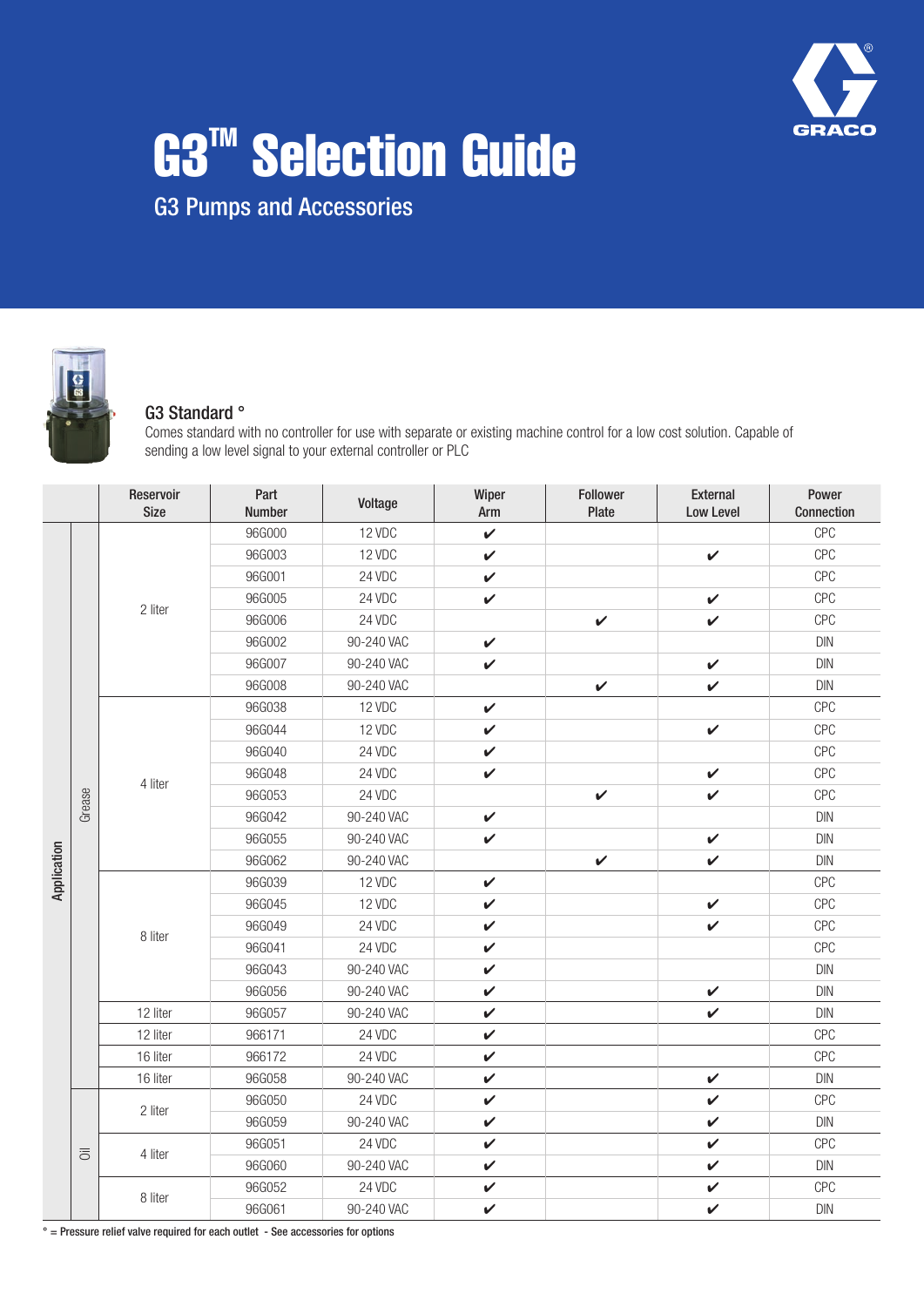# G3™ Selection Guide

## G3 Pumps and Accessories

### G3 Standard °

Comes standard with no controller for use with separate or existing machine control for a low cost solution. Capable of sending a low level signal to your external controller or PLC

| Application | | Reservoir Size | Part Number | Voltage | Wiper Arm | Follower Plate | External Low Level | Power Connection |
|---|---|---|---|---|---|---|---|---|
| Grease | | 2 liter | 96G000 | 12 VDC | ✔ | | | CPC |
| | | | 96G003 | 12 VDC | ✔ | | ✔ | CPC |
| | | | 96G001 | 24 VDC | ✔ | | | CPC |
| | | | 96G005 | 24 VDC | ✔ | | ✔ | CPC |
| | | | 96G006 | 24 VDC | | ✔ | ✔ | CPC |
| | | | 96G002 | 90-240 VAC | ✔ | | | DIN |
| | | | 96G007 | 90-240 VAC | ✔ | | ✔ | DIN |
| | | | 96G008 | 90-240 VAC | | ✔ | ✔ | DIN |
| | | 4 liter | 96G038 | 12 VDC | ✔ | | | CPC |
| | | | 96G044 | 12 VDC | ✔ | | ✔ | CPC |
| | | | 96G040 | 24 VDC | ✔ | | | CPC |
| | | | 96G048 | 24 VDC | ✔ | | ✔ | CPC |
| | | | 96G053 | 24 VDC | | ✔ | ✔ | CPC |
| | | | 96G042 | 90-240 VAC | ✔ | | | DIN |
| | | | 96G055 | 90-240 VAC | ✔ | | ✔ | DIN |
| | | | 96G062 | 90-240 VAC | | ✔ | ✔ | DIN |
| | | 8 liter | 96G039 | 12 VDC | ✔ | | | CPC |
| | | | 96G045 | 12 VDC | ✔ | | ✔ | CPC |
| | | | 96G049 | 24 VDC | ✔ | | ✔ | CPC |
| | | | 96G041 | 24 VDC | ✔ | | | CPC |
| | | | 96G043 | 90-240 VAC | ✔ | | | DIN |
| | | | 96G056 | 90-240 VAC | ✔ | | ✔ | DIN |
| | | 12 liter | 96G057 | 90-240 VAC | ✔ | | ✔ | DIN |
| | | 12 liter | 966171 | 24 VDC | ✔ | | | CPC |
| | | 16 liter | 966172 | 24 VDC | ✔ | | | CPC |
| | | 16 liter | 96G058 | 90-240 VAC | ✔ | | ✔ | DIN |
| Oil | | 2 liter | 96G050 | 24 VDC | ✔ | | ✔ | CPC |
| | | | 96G059 | 90-240 VAC | ✔ | | ✔ | DIN |
| | | 4 liter | 96G051 | 24 VDC | ✔ | | ✔ | CPC |
| | | | 96G060 | 90-240 VAC | ✔ | | ✔ | DIN |
| | | 8 liter | 96G052 | 24 VDC | ✔ | | ✔ | CPC |
| | | | 96G061 | 90-240 VAC | ✔ | | ✔ | DIN |

° = Pressure relief valve required for each outlet - See accessories for options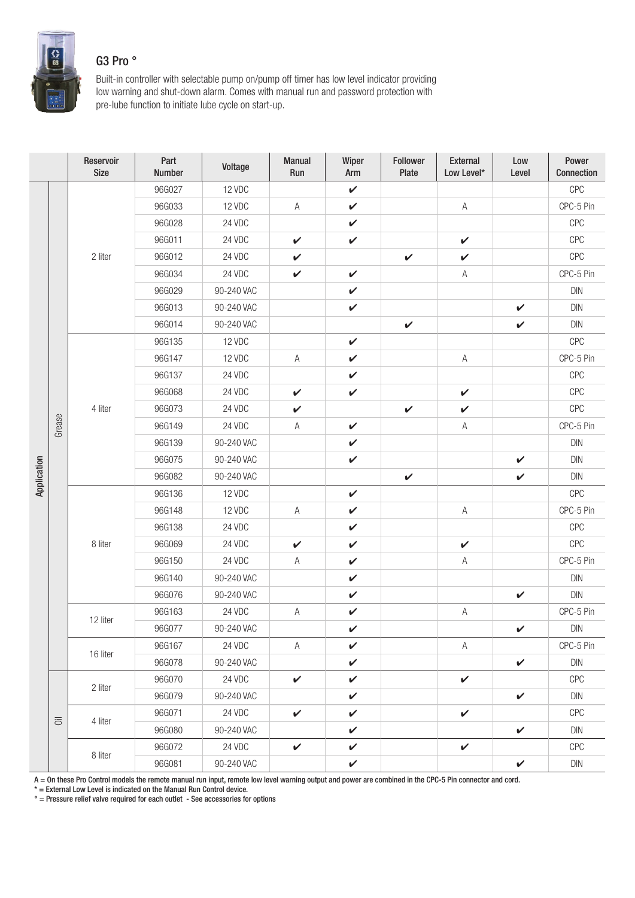## G3 Pro °

Built-in controller with selectable pump on/pump off timer has low level indicator providing low warning and shut-down alarm. Comes with manual run and password protection with pre-lube function to initiate lube cycle on start-up.

| Application | | Reservoir Size | Part Number | Voltage | Manual Run | Wiper Arm | Follower Plate | External Low Level* | Low Level | Power Connection |
|---|---|---|---|---|---|---|---|---|---|---|
| Grease | | 2 liter | 96G027 | 12 VDC | | ✔ | | | | CPC |
| | | | 96G033 | 12 VDC | A | ✔ | | A | | CPC-5 Pin |
| | | | 96G028 | 24 VDC | | ✔ | | | | CPC |
| | | | 96G011 | 24 VDC | ✔ | ✔ | | ✔ | | CPC |
| | | | 96G012 | 24 VDC | ✔ | | ✔ | ✔ | | CPC |
| | | | 96G034 | 24 VDC | ✔ | ✔ | | A | | CPC-5 Pin |
| | | | 96G029 | 90-240 VAC | | ✔ | | | | DIN |
| | | | 96G013 | 90-240 VAC | | ✔ | | | ✔ | DIN |
| | | | 96G014 | 90-240 VAC | | | ✔ | | ✔ | DIN |
| | | 4 liter | 96G135 | 12 VDC | | ✔ | | | | CPC |
| | | | 96G147 | 12 VDC | A | ✔ | | A | | CPC-5 Pin |
| | | | 96G137 | 24 VDC | | ✔ | | | | CPC |
| | | | 96G068 | 24 VDC | ✔ | ✔ | | ✔ | | CPC |
| | | | 96G073 | 24 VDC | ✔ | | ✔ | ✔ | | CPC |
| | | | 96G149 | 24 VDC | A | ✔ | | A | | CPC-5 Pin |
| | | | 96G139 | 90-240 VAC | | ✔ | | | | DIN |
| | | | 96G075 | 90-240 VAC | | ✔ | | | ✔ | DIN |
| | | | 96G082 | 90-240 VAC | | | ✔ | | ✔ | DIN |
| | | 8 liter | 96G136 | 12 VDC | | ✔ | | | | CPC |
| | | | 96G148 | 12 VDC | A | ✔ | | A | | CPC-5 Pin |
| | | | 96G138 | 24 VDC | | ✔ | | | | CPC |
| | | | 96G069 | 24 VDC | ✔ | ✔ | | ✔ | | CPC |
| | | | 96G150 | 24 VDC | A | ✔ | | A | | CPC-5 Pin |
| | | | 96G140 | 90-240 VAC | | ✔ | | | | DIN |
| | | | 96G076 | 90-240 VAC | | ✔ | | | ✔ | DIN |
| | | 12 liter | 96G163 | 24 VDC | A | ✔ | | A | | CPC-5 Pin |
| | | | 96G077 | 90-240 VAC | | ✔ | | | ✔ | DIN |
| | | 16 liter | 96G167 | 24 VDC | A | ✔ | | A | | CPC-5 Pin |
| | | | 96G078 | 90-240 VAC | | ✔ | | | ✔ | DIN |
| Oil | | 2 liter | 96G070 | 24 VDC | ✔ | ✔ | | ✔ | | CPC |
| | | | 96G079 | 90-240 VAC | | ✔ | | | ✔ | DIN |
| | | 4 liter | 96G071 | 24 VDC | ✔ | ✔ | | ✔ | | CPC |
| | | | 96G080 | 90-240 VAC | | ✔ | | | ✔ | DIN |
| | | 8 liter | 96G072 | 24 VDC | ✔ | ✔ | | ✔ | | CPC |
| | | | 96G081 | 90-240 VAC | | ✔ | | | ✔ | DIN |

A = On these Pro Control models the remote manual run input, remote low level warning output and power are combined in the CPC-5 Pin connector and cord.

* = External Low Level is indicated on the Manual Run Control device.

° = Pressure relief valve required for each outlet - See accessories for options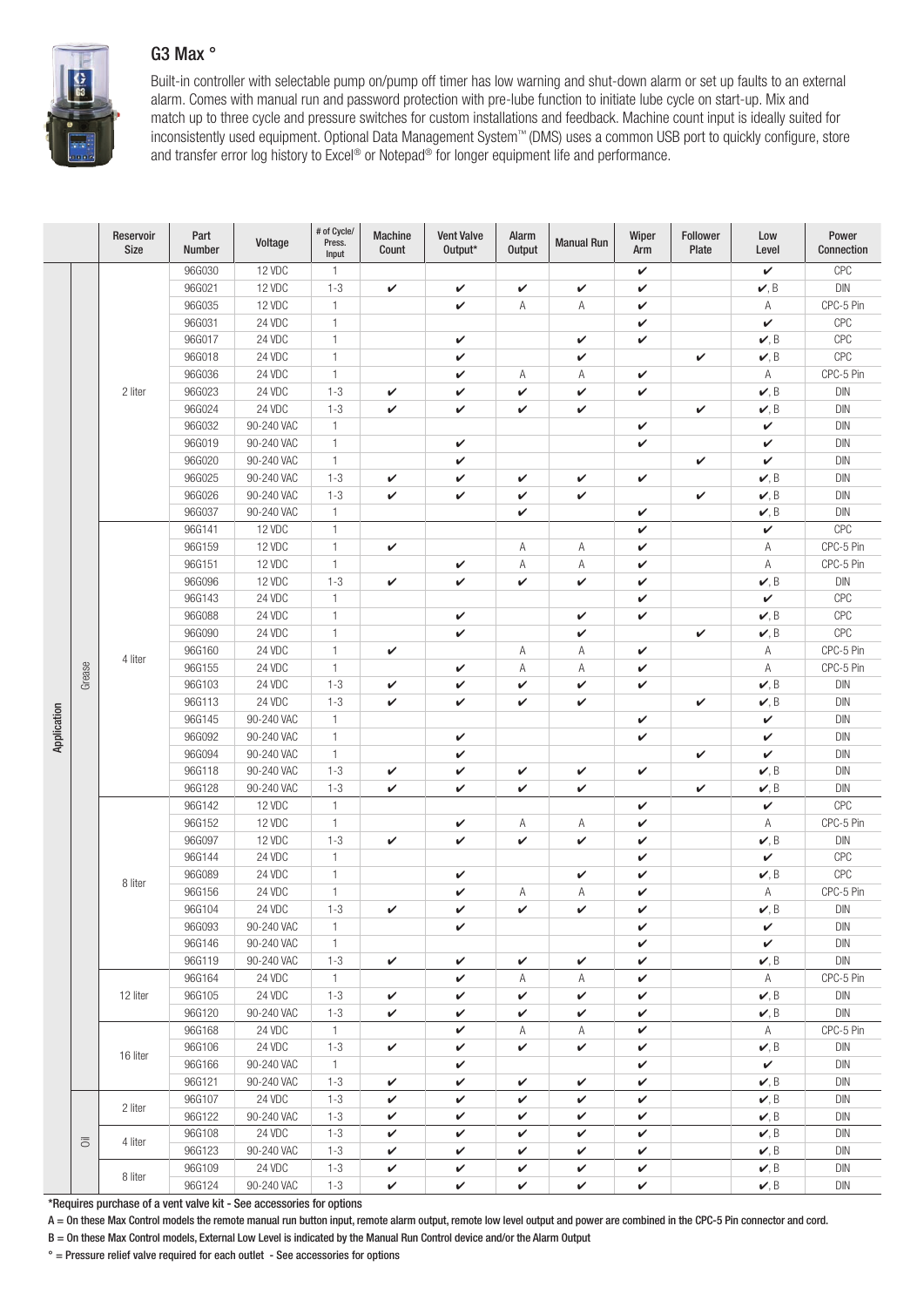## G3 Max °

Built-in controller with selectable pump on/pump off timer has low warning and shut-down alarm or set up faults to an external alarm. Comes with manual run and password protection with pre-lube function to initiate lube cycle on start-up. Mix and match up to three cycle and pressure switches for custom installations and feedback. Machine count input is ideally suited for inconsistently used equipment. Optional Data Management System™ (DMS) uses a common USB port to quickly configure, store and transfer error log history to Excel® or Notepad® for longer equipment life and performance.

| Application | | Reservoir Size | Part Number | Voltage | # of Cycle/ Press. Input | Machine Count | Vent Valve Output* | Alarm Output | Manual Run | Wiper Arm | Follower Plate | Low Level | Power Connection |
|---|---|---|---|---|---|---|---|---|---|---|---|---|---|
| Grease | | 2 liter | 96G030 | 12 VDC | 1 | | | | | ✔ | | ✔ | CPC |
| | | | 96G021 | 12 VDC | 1-3 | ✔ | ✔ | ✔ | ✔ | ✔ | | ✔, B | DIN |
| | | | 96G035 | 12 VDC | 1 | | ✔ | A | A | ✔ | | A | CPC-5 Pin |
| | | | 96G031 | 24 VDC | 1 | | | | | ✔ | | ✔ | CPC |
| | | | 96G017 | 24 VDC | 1 | | ✔ | | ✔ | ✔ | | ✔, B | CPC |
| | | | 96G018 | 24 VDC | 1 | | ✔ | | ✔ | | ✔ | ✔, B | CPC |
| | | | 96G036 | 24 VDC | 1 | | ✔ | A | A | ✔ | | A | CPC-5 Pin |
| | | | 96G023 | 24 VDC | 1-3 | ✔ | ✔ | ✔ | ✔ | ✔ | | ✔, B | DIN |
| | | | 96G024 | 24 VDC | 1-3 | ✔ | ✔ | ✔ | ✔ | | ✔ | ✔, B | DIN |
| | | | 96G032 | 90-240 VAC | 1 | | | | | ✔ | | ✔ | DIN |
| | | | 96G019 | 90-240 VAC | 1 | | ✔ | | | ✔ | | ✔ | DIN |
| | | | 96G020 | 90-240 VAC | 1 | | ✔ | | | | ✔ | ✔ | DIN |
| | | | 96G025 | 90-240 VAC | 1-3 | ✔ | ✔ | ✔ | ✔ | ✔ | | ✔, B | DIN |
| | | | 96G026 | 90-240 VAC | 1-3 | ✔ | ✔ | ✔ | ✔ | | ✔ | ✔, B | DIN |
| | | | 96G037 | 90-240 VAC | 1 | | | ✔ | | ✔ | | ✔, B | DIN |
| | | 4 liter | 96G141 | 12 VDC | 1 | | | | | ✔ | | ✔ | CPC |
| | | | 96G159 | 12 VDC | 1 | ✔ | | A | A | ✔ | | A | CPC-5 Pin |
| | | | 96G151 | 12 VDC | 1 | | ✔ | A | A | ✔ | | A | CPC-5 Pin |
| | | | 96G096 | 12 VDC | 1-3 | ✔ | ✔ | ✔ | ✔ | ✔ | | ✔, B | DIN |
| | | | 96G143 | 24 VDC | 1 | | | | | ✔ | | ✔ | CPC |
| | | | 96G088 | 24 VDC | 1 | | ✔ | | ✔ | ✔ | | ✔, B | CPC |
| | | | 96G090 | 24 VDC | 1 | | ✔ | | ✔ | | ✔ | ✔, B | CPC |
| | | | 96G160 | 24 VDC | 1 | ✔ | | A | A | ✔ | | A | CPC-5 Pin |
| | | | 96G155 | 24 VDC | 1 | | ✔ | A | A | ✔ | | A | CPC-5 Pin |
| | | | 96G103 | 24 VDC | 1-3 | ✔ | ✔ | ✔ | ✔ | ✔ | | ✔, B | DIN |
| | | | 96G113 | 24 VDC | 1-3 | ✔ | ✔ | ✔ | ✔ | | ✔ | ✔, B | DIN |
| | | | 96G145 | 90-240 VAC | 1 | | | | | ✔ | | ✔ | DIN |
| | | | 96G092 | 90-240 VAC | 1 | | ✔ | | | ✔ | | ✔ | DIN |
| | | | 96G094 | 90-240 VAC | 1 | | ✔ | | | | ✔ | ✔ | DIN |
| | | | 96G118 | 90-240 VAC | 1-3 | ✔ | ✔ | ✔ | ✔ | ✔ | | ✔, B | DIN |
| | | | 96G128 | 90-240 VAC | 1-3 | ✔ | ✔ | ✔ | ✔ | | ✔ | ✔, B | DIN |
| | | 8 liter | 96G142 | 12 VDC | 1 | | | | | ✔ | | ✔ | CPC |
| | | | 96G152 | 12 VDC | 1 | | ✔ | A | A | ✔ | | A | CPC-5 Pin |
| | | | 96G097 | 12 VDC | 1-3 | ✔ | ✔ | ✔ | ✔ | ✔ | | ✔, B | DIN |
| | | | 96G144 | 24 VDC | 1 | | | | | ✔ | | ✔ | CPC |
| | | | 96G089 | 24 VDC | 1 | | ✔ | | ✔ | ✔ | | ✔, B | CPC |
| | | | 96G156 | 24 VDC | 1 | | ✔ | A | A | ✔ | | A | CPC-5 Pin |
| | | | 96G104 | 24 VDC | 1-3 | ✔ | ✔ | ✔ | ✔ | ✔ | | ✔, B | DIN |
| | | | 96G093 | 90-240 VAC | 1 | | ✔ | | | ✔ | | ✔ | DIN |
| | | | 96G146 | 90-240 VAC | 1 | | | | | ✔ | | ✔ | DIN |
| | | | 96G119 | 90-240 VAC | 1-3 | ✔ | ✔ | ✔ | ✔ | ✔ | | ✔, B | DIN |
| | | 12 liter | 96G164 | 24 VDC | 1 | | ✔ | A | A | ✔ | | A | CPC-5 Pin |
| | | | 96G105 | 24 VDC | 1-3 | ✔ | ✔ | ✔ | ✔ | ✔ | | ✔, B | DIN |
| | | | 96G120 | 90-240 VAC | 1-3 | ✔ | ✔ | ✔ | ✔ | ✔ | | ✔, B | DIN |
| | | 16 liter | 96G168 | 24 VDC | 1 | | ✔ | A | A | ✔ | | A | CPC-5 Pin |
| | | | 96G106 | 24 VDC | 1-3 | ✔ | ✔ | ✔ | ✔ | ✔ | | ✔, B | DIN |
| | | | 96G166 | 90-240 VAC | 1 | | ✔ | | | ✔ | | ✔ | DIN |
| | | | 96G121 | 90-240 VAC | 1-3 | ✔ | ✔ | ✔ | ✔ | ✔ | | ✔, B | DIN |
| Oil | | 2 liter | 96G107 | 24 VDC | 1-3 | ✔ | ✔ | ✔ | ✔ | ✔ | | ✔, B | DIN |
| | | | 96G122 | 90-240 VAC | 1-3 | ✔ | ✔ | ✔ | ✔ | ✔ | | ✔, B | DIN |
| | | 4 liter | 96G108 | 24 VDC | 1-3 | ✔ | ✔ | ✔ | ✔ | ✔ | | ✔, B | DIN |
| | | | 96G123 | 90-240 VAC | 1-3 | ✔ | ✔ | ✔ | ✔ | ✔ | | ✔, B | DIN |
| | | 8 liter | 96G109 | 24 VDC | 1-3 | ✔ | ✔ | ✔ | ✔ | ✔ | | ✔, B | DIN |
| | | | 96G124 | 90-240 VAC | 1-3 | ✔ | ✔ | ✔ | ✔ | ✔ | | ✔, B | DIN |

*Requires purchase of a vent valve kit - See accessories for options

A = On these Max Control models the remote manual run button input, remote alarm output, remote low level output and power are combined in the CPC-5 Pin connector and cord.

B = On these Max Control models, External Low Level is indicated by the Manual Run Control device and/or the Alarm Output

° = Pressure relief valve required for each outlet - See accessories for options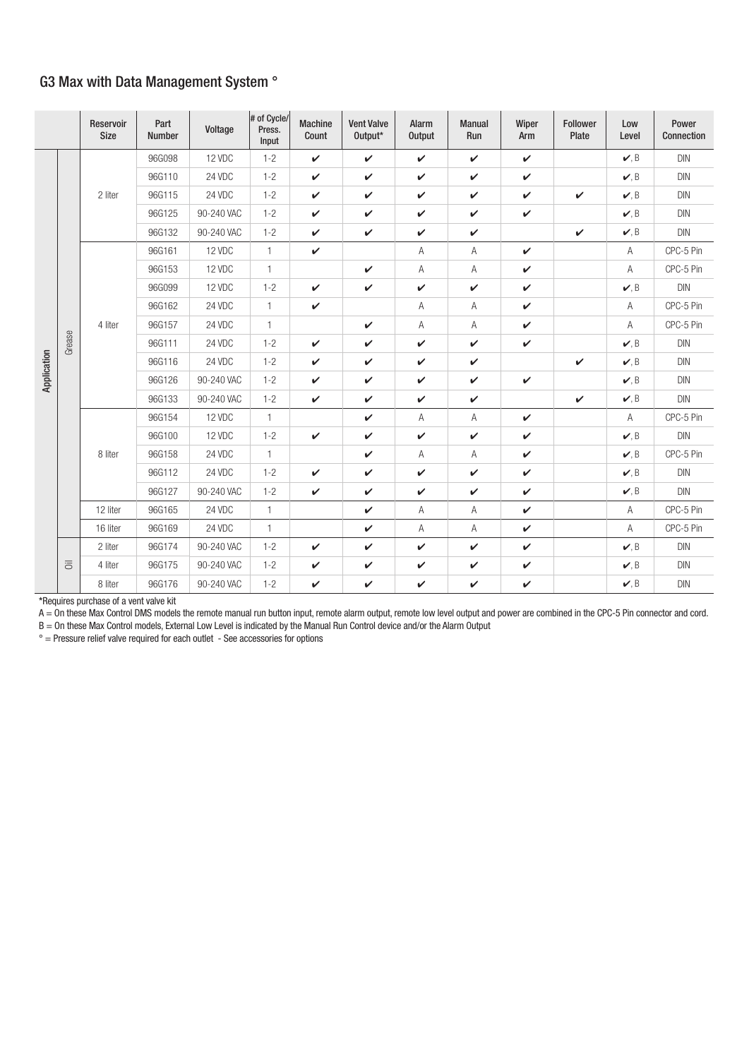## G3 Max with Data Management System °

| | | Reservoir Size | Part Number | Voltage | # of Cycle/ Press. Input | Machine Count | Vent Valve Output* | Alarm Output | Manual Run | Wiper Arm | Follower Plate | Low Level | Power Connection |
|---|---|---|---|---|---|---|---|---|---|---|---|---|---|
| Application | Grease | 2 liter | 96G098 | 12 VDC | 1-2 | ✔ | ✔ | ✔ | ✔ | ✔ | | ✔, B | DIN |
| | | | 96G110 | 24 VDC | 1-2 | ✔ | ✔ | ✔ | ✔ | ✔ | | ✔, B | DIN |
| | | | 96G115 | 24 VDC | 1-2 | ✔ | ✔ | ✔ | ✔ | ✔ | ✔ | ✔, B | DIN |
| | | | 96G125 | 90-240 VAC | 1-2 | ✔ | ✔ | ✔ | ✔ | ✔ | | ✔, B | DIN |
| | | | 96G132 | 90-240 VAC | 1-2 | ✔ | ✔ | ✔ | ✔ | | ✔ | ✔, B | DIN |
| | | 4 liter | 96G161 | 12 VDC | 1 | ✔ | | A | A | ✔ | | A | CPC-5 Pin |
| | | | 96G153 | 12 VDC | 1 | | ✔ | A | A | ✔ | | A | CPC-5 Pin |
| | | | 96G099 | 12 VDC | 1-2 | ✔ | ✔ | ✔ | ✔ | ✔ | | ✔, B | DIN |
| | | | 96G162 | 24 VDC | 1 | ✔ | | A | A | ✔ | | A | CPC-5 Pin |
| | | | 96G157 | 24 VDC | 1 | | ✔ | A | A | ✔ | | A | CPC-5 Pin |
| | | | 96G111 | 24 VDC | 1-2 | ✔ | ✔ | ✔ | ✔ | ✔ | | ✔, B | DIN |
| | | | 96G116 | 24 VDC | 1-2 | ✔ | ✔ | ✔ | ✔ | | ✔ | ✔, B | DIN |
| | | | 96G126 | 90-240 VAC | 1-2 | ✔ | ✔ | ✔ | ✔ | ✔ | | ✔, B | DIN |
| | | | 96G133 | 90-240 VAC | 1-2 | ✔ | ✔ | ✔ | ✔ | | ✔ | ✔, B | DIN |
| | | 8 liter | 96G154 | 12 VDC | 1 | | ✔ | A | A | ✔ | | A | CPC-5 Pin |
| | | | 96G100 | 12 VDC | 1-2 | ✔ | ✔ | ✔ | ✔ | ✔ | | ✔, B | DIN |
| | | | 96G158 | 24 VDC | 1 | | ✔ | A | A | ✔ | | ✔, B | CPC-5 Pin |
| | | | 96G112 | 24 VDC | 1-2 | ✔ | ✔ | ✔ | ✔ | ✔ | | ✔, B | DIN |
| | | | 96G127 | 90-240 VAC | 1-2 | ✔ | ✔ | ✔ | ✔ | ✔ | | ✔, B | DIN |
| | | 12 liter | 96G165 | 24 VDC | 1 | | ✔ | A | A | ✔ | | A | CPC-5 Pin |
| | | 16 liter | 96G169 | 24 VDC | 1 | | ✔ | A | A | ✔ | | A | CPC-5 Pin |
| | Oil | 2 liter | 96G174 | 90-240 VAC | 1-2 | ✔ | ✔ | ✔ | ✔ | ✔ | | ✔, B | DIN |
| | | 4 liter | 96G175 | 90-240 VAC | 1-2 | ✔ | ✔ | ✔ | ✔ | ✔ | | ✔, B | DIN |
| | | 8 liter | 96G176 | 90-240 VAC | 1-2 | ✔ | ✔ | ✔ | ✔ | ✔ | | ✔, B | DIN |

*Requires purchase of a vent valve kit

A = On these Max Control DMS models the remote manual run button input, remote alarm output, remote low level output and power are combined in the CPC-5 Pin connector and cord.

B = On these Max Control models, External Low Level is indicated by the Manual Run Control device and/or the Alarm Output

° = Pressure relief valve required for each outlet - See accessories for options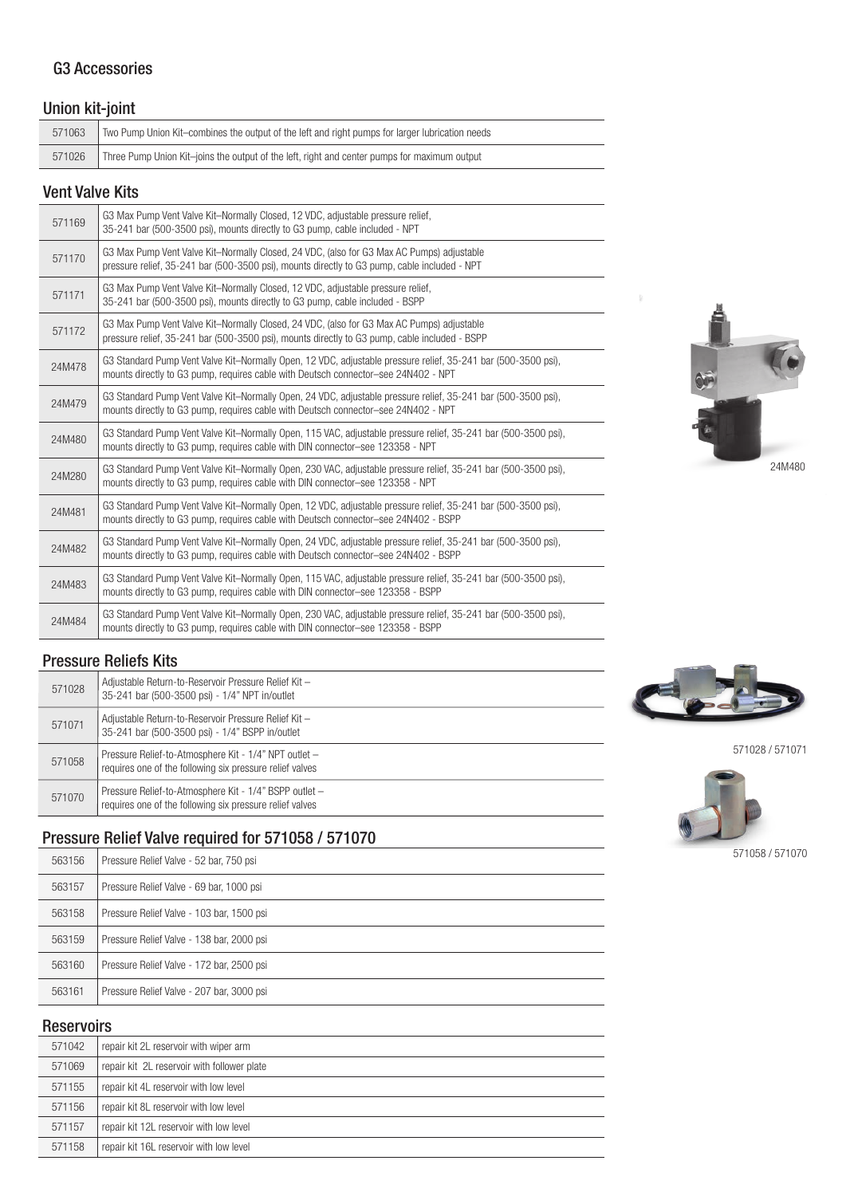## G3 Accessories

### Union kit-joint

| | |
|---|---|
| 571063 | Two Pump Union Kit–combines the output of the left and right pumps for larger lubrication needs |
| 571026 | Three Pump Union Kit–joins the output of the left, right and center pumps for maximum output |

### Vent Valve Kits

| | |
|---|---|
| 571169 | G3 Max Pump Vent Valve Kit–Normally Closed, 12 VDC, adjustable pressure relief, 35-241 bar (500-3500 psi), mounts directly to G3 pump, cable included - NPT |
| 571170 | G3 Max Pump Vent Valve Kit–Normally Closed, 24 VDC, (also for G3 Max AC Pumps) adjustable pressure relief, 35-241 bar (500-3500 psi), mounts directly to G3 pump, cable included - NPT |
| 571171 | G3 Max Pump Vent Valve Kit–Normally Closed, 12 VDC, adjustable pressure relief, 35-241 bar (500-3500 psi), mounts directly to G3 pump, cable included - BSPP |
| 571172 | G3 Max Pump Vent Valve Kit–Normally Closed, 24 VDC, (also for G3 Max AC Pumps) adjustable pressure relief, 35-241 bar (500-3500 psi), mounts directly to G3 pump, cable included - BSPP |
| 24M478 | G3 Standard Pump Vent Valve Kit–Normally Open, 12 VDC, adjustable pressure relief, 35-241 bar (500-3500 psi), mounts directly to G3 pump, requires cable with Deutsch connector–see 24N402 - NPT |
| 24M479 | G3 Standard Pump Vent Valve Kit–Normally Open, 24 VDC, adjustable pressure relief, 35-241 bar (500-3500 psi), mounts directly to G3 pump, requires cable with Deutsch connector–see 24N402 - NPT |
| 24M480 | G3 Standard Pump Vent Valve Kit–Normally Open, 115 VAC, adjustable pressure relief, 35-241 bar (500-3500 psi), mounts directly to G3 pump, requires cable with DIN connector–see 123358 - NPT |
| 24M280 | G3 Standard Pump Vent Valve Kit–Normally Open, 230 VAC, adjustable pressure relief, 35-241 bar (500-3500 psi), mounts directly to G3 pump, requires cable with DIN connector–see 123358 - NPT |
| 24M481 | G3 Standard Pump Vent Valve Kit–Normally Open, 12 VDC, adjustable pressure relief, 35-241 bar (500-3500 psi), mounts directly to G3 pump, requires cable with Deutsch connector–see 24N402 - BSPP |
| 24M482 | G3 Standard Pump Vent Valve Kit–Normally Open, 24 VDC, adjustable pressure relief, 35-241 bar (500-3500 psi), mounts directly to G3 pump, requires cable with Deutsch connector–see 24N402 - BSPP |
| 24M483 | G3 Standard Pump Vent Valve Kit–Normally Open, 115 VAC, adjustable pressure relief, 35-241 bar (500-3500 psi), mounts directly to G3 pump, requires cable with DIN connector–see 123358 - BSPP |
| 24M484 | G3 Standard Pump Vent Valve Kit–Normally Open, 230 VAC, adjustable pressure relief, 35-241 bar (500-3500 psi), mounts directly to G3 pump, requires cable with DIN connector–see 123358 - BSPP |

24M480

### Pressure Reliefs Kits

| | |
|---|---|
| 571028 | Adjustable Return-to-Reservoir Pressure Relief Kit – 35-241 bar (500-3500 psi) - 1/4" NPT in/outlet |
| 571071 | Adjustable Return-to-Reservoir Pressure Relief Kit – 35-241 bar (500-3500 psi) - 1/4" BSPP in/outlet |
| 571058 | Pressure Relief-to-Atmosphere Kit - 1/4" NPT outlet – requires one of the following six pressure relief valves |
| 571070 | Pressure Relief-to-Atmosphere Kit - 1/4" BSPP outlet – requires one of the following six pressure relief valves |

571028 / 571071

571058 / 571070

### Pressure Relief Valve required for 571058 / 571070

| | |
|---|---|
| 563156 | Pressure Relief Valve - 52 bar, 750 psi |
| 563157 | Pressure Relief Valve - 69 bar, 1000 psi |
| 563158 | Pressure Relief Valve - 103 bar, 1500 psi |
| 563159 | Pressure Relief Valve - 138 bar, 2000 psi |
| 563160 | Pressure Relief Valve - 172 bar, 2500 psi |
| 563161 | Pressure Relief Valve - 207 bar, 3000 psi |

### Reservoirs

| | |
|---|---|
| 571042 | repair kit 2L reservoir with wiper arm |
| 571069 | repair kit 2L reservoir with follower plate |
| 571155 | repair kit 4L reservoir with low level |
| 571156 | repair kit 8L reservoir with low level |
| 571157 | repair kit 12L reservoir with low level |
| 571158 | repair kit 16L reservoir with low level |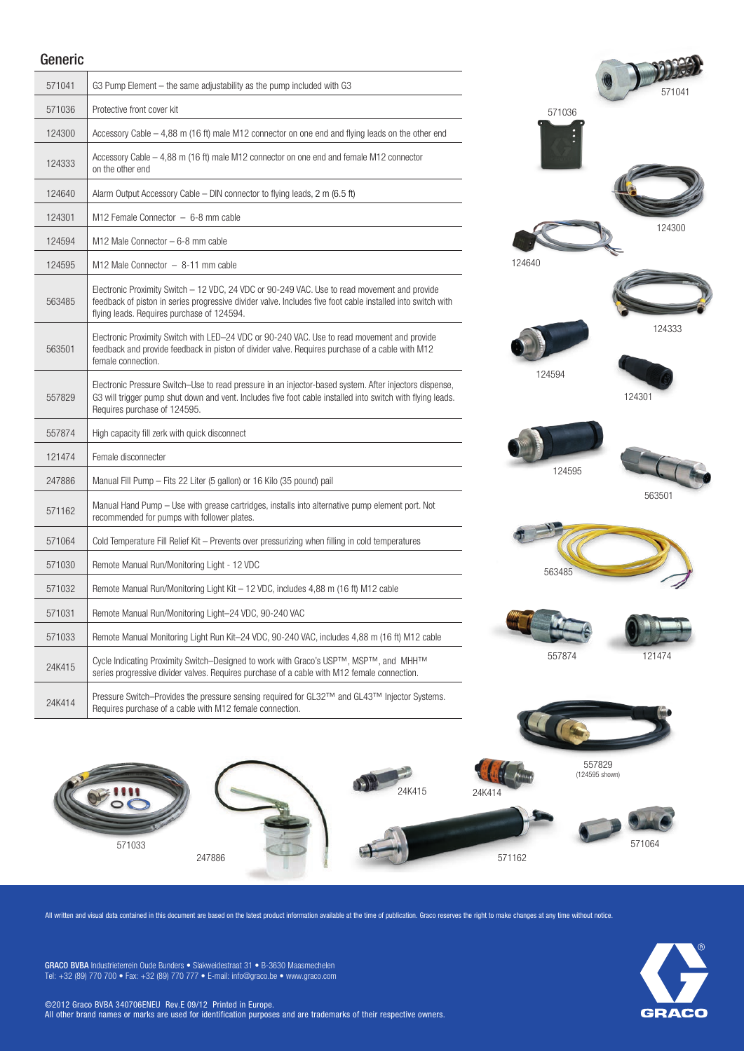## Generic

| | |
|---|---|
| 571041 | G3 Pump Element – the same adjustability as the pump included with G3 |
| 571036 | Protective front cover kit |
| 124300 | Accessory Cable – 4,88 m (16 ft) male M12 connector on one end and flying leads on the other end |
| 124333 | Accessory Cable – 4,88 m (16 ft) male M12 connector on one end and female M12 connector on the other end |
| 124640 | Alarm Output Accessory Cable – DIN connector to flying leads, 2 m (6.5 ft) |
| 124301 | M12 Female Connector – 6-8 mm cable |
| 124594 | M12 Male Connector – 6-8 mm cable |
| 124595 | M12 Male Connector – 8-11 mm cable |
| 563485 | Electronic Proximity Switch – 12 VDC, 24 VDC or 90-249 VAC. Use to read movement and provide feedback of piston in series progressive divider valve. Includes five foot cable installed into switch with flying leads. Requires purchase of 124594. |
| 563501 | Electronic Proximity Switch with LED–24 VDC or 90-240 VAC. Use to read movement and provide feedback and provide feedback in piston of divider valve. Requires purchase of a cable with M12 female connection. |
| 557829 | Electronic Pressure Switch–Use to read pressure in an injector-based system. After injectors dispense, G3 will trigger pump shut down and vent. Includes five foot cable installed into switch with flying leads. Requires purchase of 124595. |
| 557874 | High capacity fill zerk with quick disconnect |
| 121474 | Female disconnecter |
| 247886 | Manual Fill Pump – Fits 22 Liter (5 gallon) or 16 Kilo (35 pound) pail |
| 571162 | Manual Hand Pump – Use with grease cartridges, installs into alternative pump element port. Not recommended for pumps with follower plates. |
| 571064 | Cold Temperature Fill Relief Kit – Prevents over pressurizing when filling in cold temperatures |
| 571030 | Remote Manual Run/Monitoring Light - 12 VDC |
| 571032 | Remote Manual Run/Monitoring Light Kit – 12 VDC, includes 4,88 m (16 ft) M12 cable |
| 571031 | Remote Manual Run/Monitoring Light–24 VDC, 90-240 VAC |
| 571033 | Remote Manual Monitoring Light Run Kit–24 VDC, 90-240 VAC, includes 4,88 m (16 ft) M12 cable |
| 24K415 | Cycle Indicating Proximity Switch–Designed to work with Graco's USP™, MSP™, and MHH™ series progressive divider valves. Requires purchase of a cable with M12 female connection. |
| 24K414 | Pressure Switch–Provides the pressure sensing required for GL32™ and GL43™ Injector Systems. Requires purchase of a cable with M12 female connection. |

571041

571036

124300

124640

124333

124594

124301

124595

563501

563485

557874

121474

557829
(124595 shown)

571033

247886

24K415

24K414

571162

571064

All written and visual data contained in this document are based on the latest product information available at the time of publication. Graco reserves the right to make changes at any time without notice.

**GRACO BVBA** Industrieterrein Oude Bunders • Slakweidestraat 31 • B-3630 Maasmechelen
Tel: +32 (89) 770 700 • Fax: +32 (89) 770 777 • E-mail: info@graco.be • www.graco.com

©2012 Graco BVBA 340706ENEU Rev.E 09/12 Printed in Europe.
All other brand names or marks are used for identification purposes and are trademarks of their respective owners.

GRACO